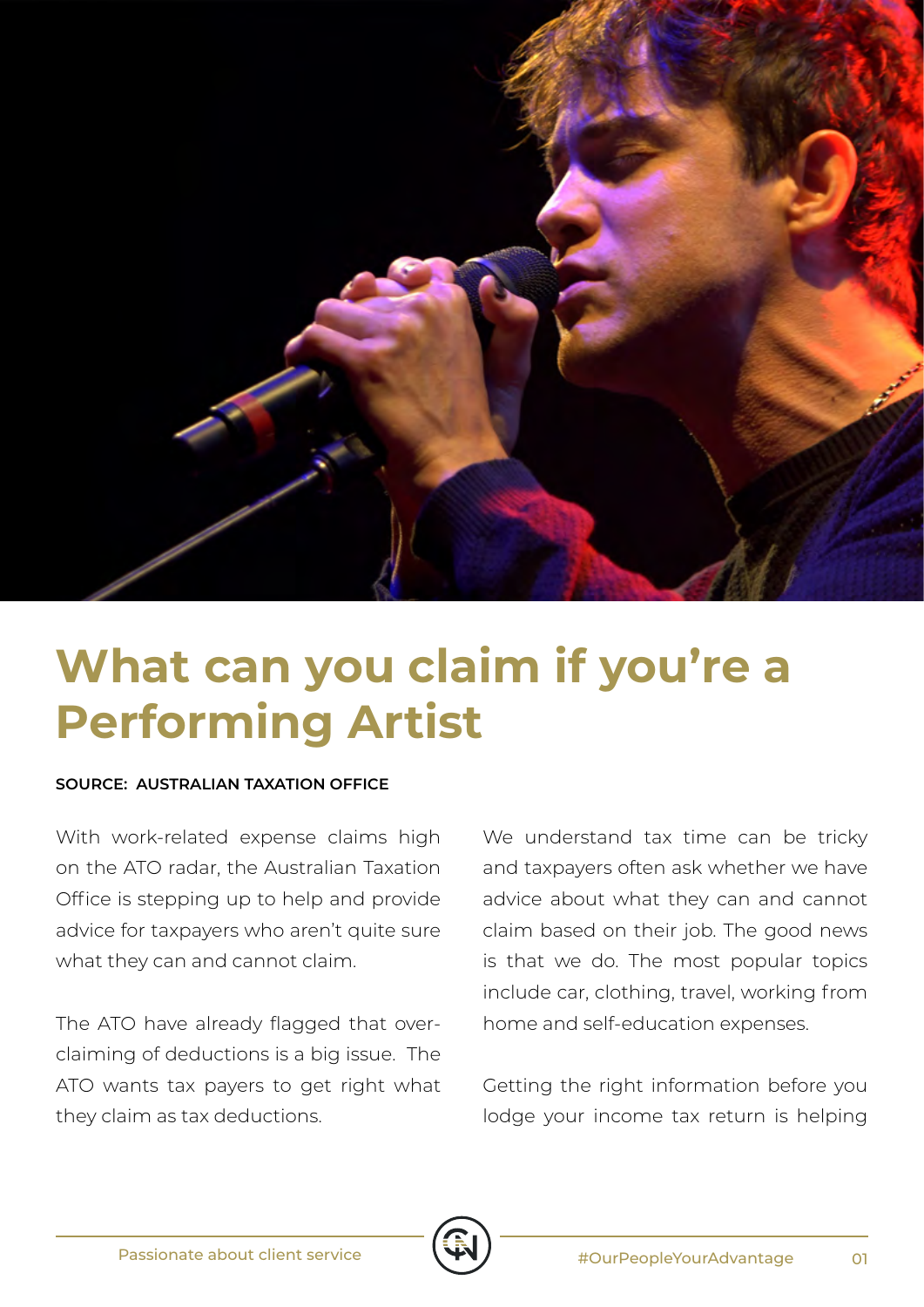# What can you claim if you're a Performing Artist

**SOURCE: AUSTRALIAN TAXATION OFFICE**

With work-related expense claims high on the ATO radar, the Australian Taxation Office is stepping up to help and provide advice for taxpayers who aren't quite sure what they can and cannot claim.

The ATO have already flagged that over-claiming of deductions is a big issue. The ATO wants tax payers to get right what they claim as tax deductions.

We understand tax time can be tricky and taxpayers often ask whether we have advice about what they can and cannot claim based on their job. The good news is that we do. The most popular topics include car, clothing, travel, working from home and self-education expenses.

Getting the right information before you lodge your income tax return is helping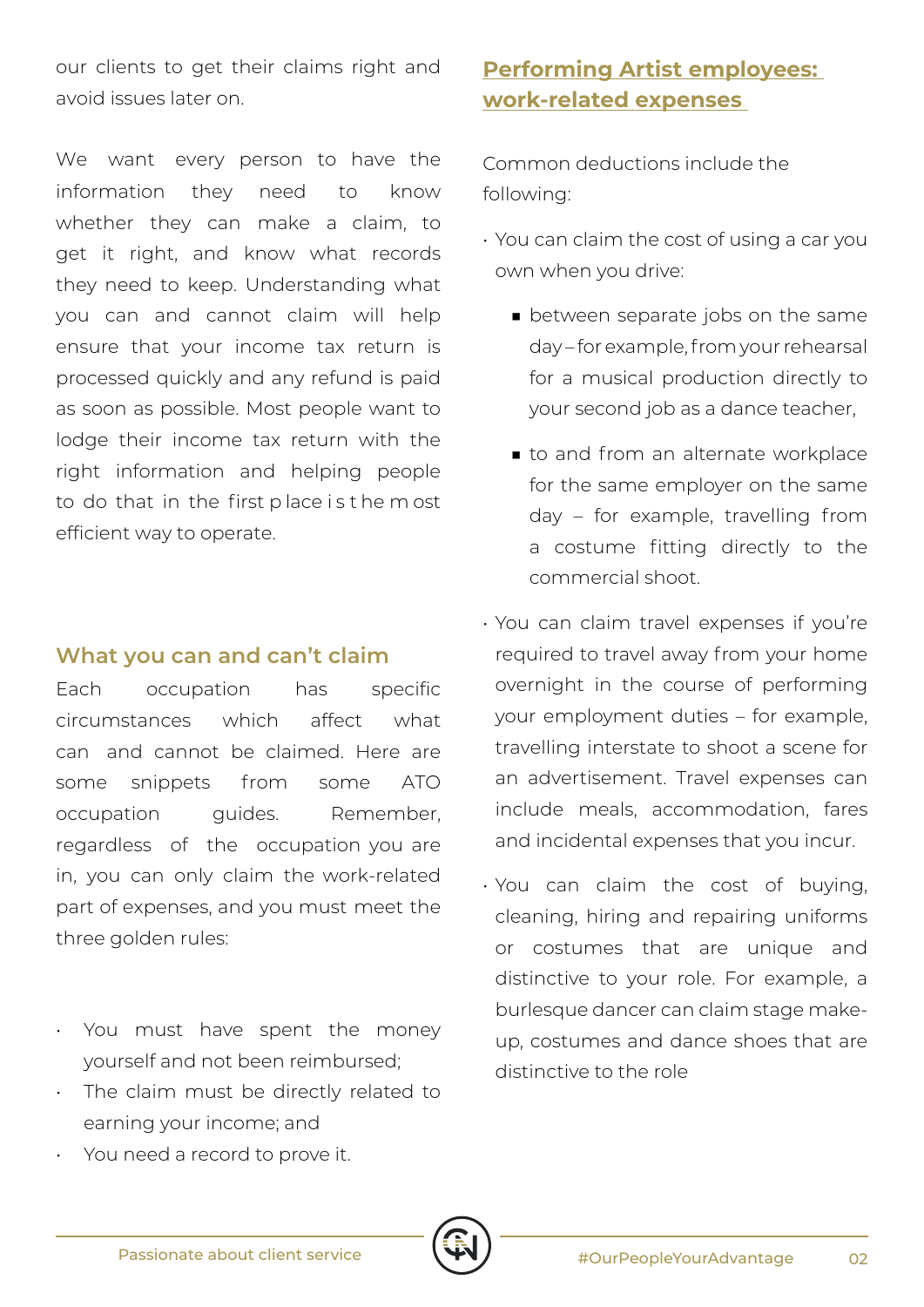our clients to get their claims right and avoid issues later on.

We want every person to have the information they need to know whether they can make a claim, to get it right, and know what records they need to keep. Understanding what you can and cannot claim will help ensure that your income tax return is processed quickly and any refund is paid as soon as possible. Most people want to lodge their income tax return with the right information and helping people to do that in the first p lace i s t he m ost efficient way to operate.

## What you can and can't claim

Each occupation has specific circumstances which affect what can and cannot be claimed. Here are some snippets from some ATO occupation guides. Remember, regardless of the occupation you are in, you can only claim the work-related part of expenses, and you must meet the three golden rules:

- You must have spent the money yourself and not been reimbursed;
- The claim must be directly related to earning your income; and
- You need a record to prove it.

## Performing Artist employees: work-related expenses

Common deductions include the following:

- You can claim the cost of using a car you own when you drive:
  - between separate jobs on the same day – for example, from your rehearsal for a musical production directly to your second job as a dance teacher,
  - to and from an alternate workplace for the same employer on the same day – for example, travelling from a costume fitting directly to the commercial shoot.
- You can claim travel expenses if you're required to travel away from your home overnight in the course of performing your employment duties – for example, travelling interstate to shoot a scene for an advertisement. Travel expenses can include meals, accommodation, fares and incidental expenses that you incur.
- You can claim the cost of buying, cleaning, hiring and repairing uniforms or costumes that are unique and distinctive to your role. For example, a burlesque dancer can claim stage make-up, costumes and dance shoes that are distinctive to the role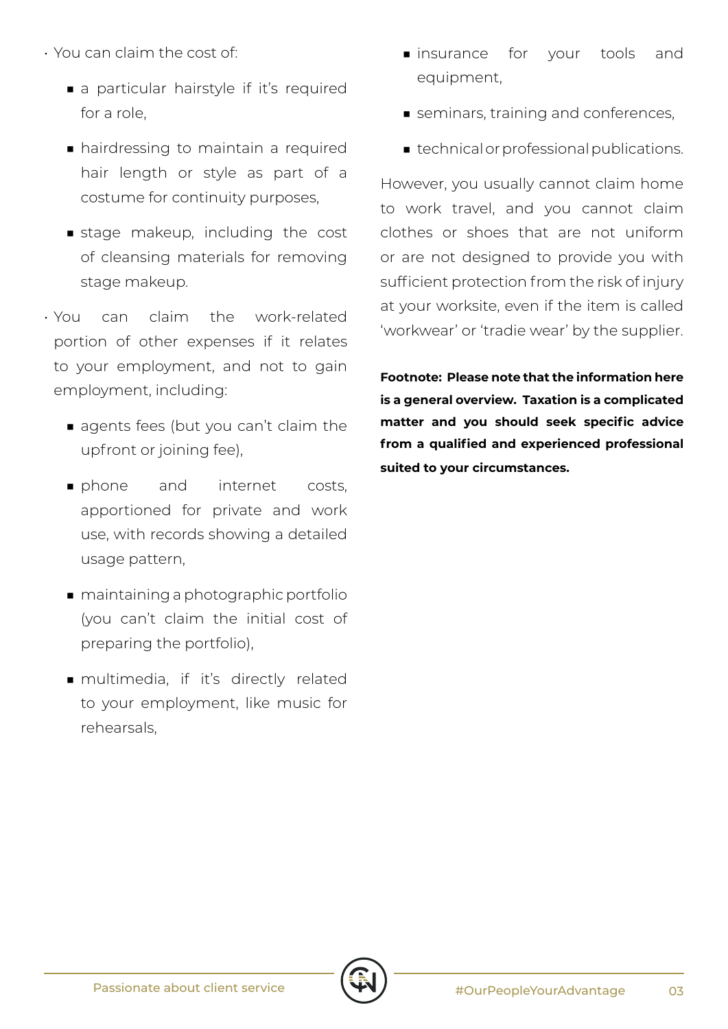- You can claim the cost of:
  - a particular hairstyle if it's required for a role,
  - hairdressing to maintain a required hair length or style as part of a costume for continuity purposes,
  - stage makeup, including the cost of cleansing materials for removing stage makeup.
- You can claim the work-related portion of other expenses if it relates to your employment, and not to gain employment, including:
  - agents fees (but you can't claim the upfront or joining fee),
  - phone and internet costs, apportioned for private and work use, with records showing a detailed usage pattern,
  - maintaining a photographic portfolio (you can't claim the initial cost of preparing the portfolio),
  - multimedia, if it's directly related to your employment, like music for rehearsals,
  - insurance for your tools and equipment,
  - seminars, training and conferences,
  - technical or professional publications.

However, you usually cannot claim home to work travel, and you cannot claim clothes or shoes that are not uniform or are not designed to provide you with sufficient protection from the risk of injury at your worksite, even if the item is called 'workwear' or 'tradie wear' by the supplier.

**Footnote: Please note that the information here is a general overview. Taxation is a complicated matter and you should seek specific advice from a qualified and experienced professional suited to your circumstances.**